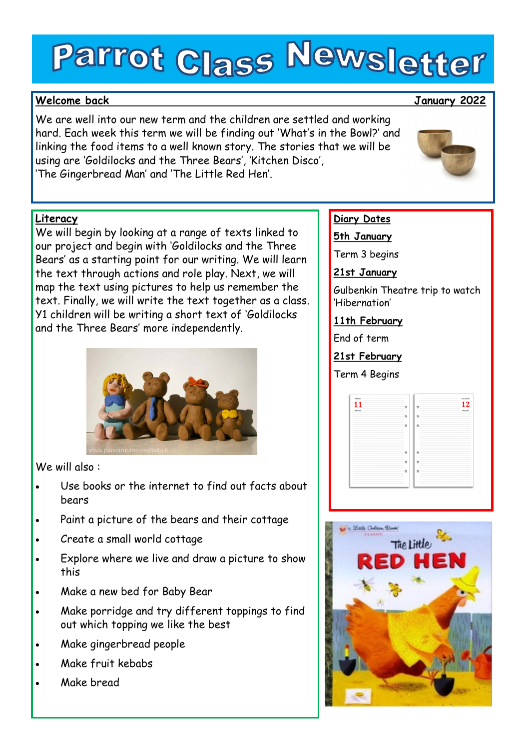# Parrot Class Newsletter

## Welcome back

January 2022

We are well into our new term and the children are settled and working hard. Each week this term we will be finding out 'What's in the Bowl?' and linking the food items to a well known story. The stories that we will be using are 'Goldilocks and the Three Bears', 'Kitchen Disco', 'The Gingerbread Man' and 'The Little Red Hen'.

## Literacy

We will begin by looking at a range of texts linked to our project and begin with 'Goldilocks and the Three Bears' as a starting point for our writing. We will learn the text through actions and role play. Next, we will map the text using pictures to help us remember the text. Finally, we will write the text together as a class. Y1 children will be writing a short text of 'Goldilocks and the Three Bears' more independently.

We will also :

- Use books or the internet to find out facts about bears
- Paint a picture of the bears and their cottage
- Create a small world cottage
- Explore where we live and draw a picture to show this
- Make a new bed for Baby Bear
- Make porridge and try different toppings to find out which topping we like the best
- Make gingerbread people
- Make fruit kebabs
- Make bread

## Diary Dates

**5th January**

Term 3 begins

**21st January**

Gulbenkin Theatre trip to watch 'Hibernation'

**11th February**

End of term

**21st February**

Term 4 Begins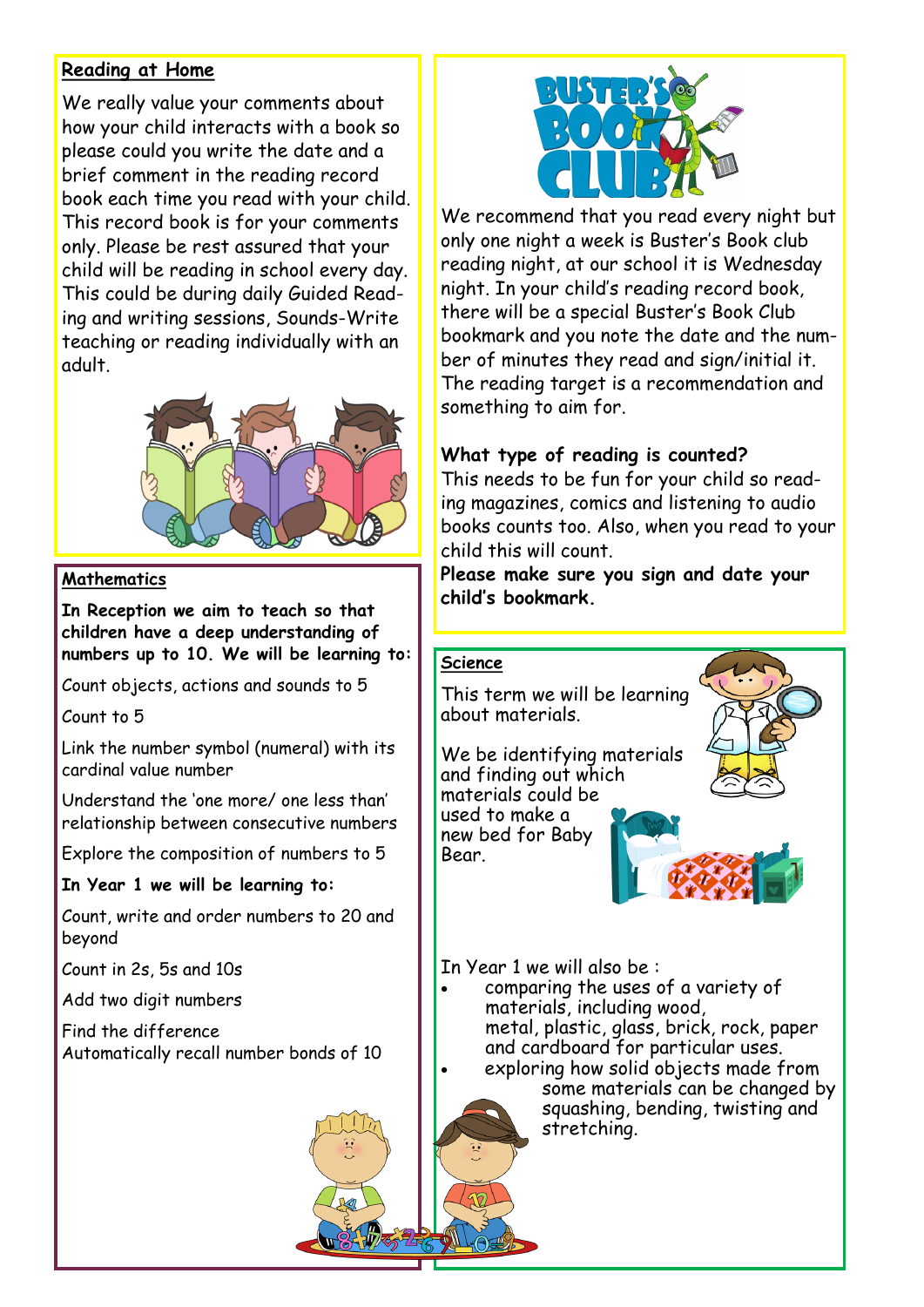## Reading at Home

We really value your comments about how your child interacts with a book so please could you write the date and a brief comment in the reading record book each time you read with your child. This record book is for your comments only. Please be rest assured that your child will be reading in school every day. This could be during daily Guided Reading and writing sessions, Sounds-Write teaching or reading individually with an adult.

## Mathematics

**In Reception we aim to teach so that children have a deep understanding of numbers up to 10. We will be learning to:**

Count objects, actions and sounds to 5

Count to 5

Link the number symbol (numeral) with its cardinal value number

Understand the 'one more/ one less than' relationship between consecutive numbers

Explore the composition of numbers to 5

**In Year 1 we will be learning to:**

Count, write and order numbers to 20 and beyond

Count in 2s, 5s and 10s

Add two digit numbers

Find the difference

Automatically recall number bonds of 10

## Buster's Book Club

We recommend that you read every night but only one night a week is Buster's Book club reading night, at our school it is Wednesday night. In your child's reading record book, there will be a special Buster's Book Club bookmark and you note the date and the number of minutes they read and sign/initial it. The reading target is a recommendation and something to aim for.

**What type of reading is counted?**

This needs to be fun for your child so reading magazines, comics and listening to audio books counts too. Also, when you read to your child this will count.

**Please make sure you sign and date your child's bookmark.**

## Science

This term we will be learning about materials.

We be identifying materials and finding out which materials could be used to make a new bed for Baby Bear.

In Year 1 we will also be :

- comparing the uses of a variety of materials, including wood, metal, plastic, glass, brick, rock, paper and cardboard for particular uses.
- exploring how solid objects made from some materials can be changed by squashing, bending, twisting and stretching.